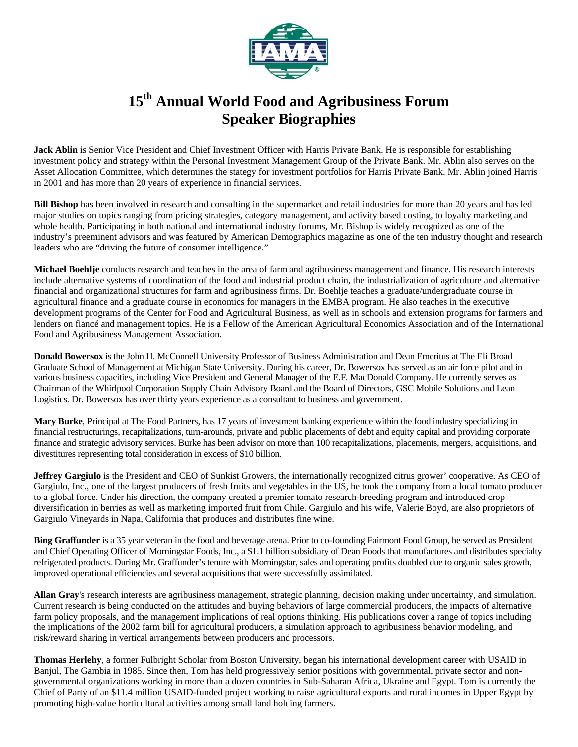# 15th Annual World Food and Agribusiness Forum
# Speaker Biographies

**Jack Ablin** is Senior Vice President and Chief Investment Officer with Harris Private Bank. He is responsible for establishing investment policy and strategy within the Personal Investment Management Group of the Private Bank. Mr. Ablin also serves on the Asset Allocation Committee, which determines the stategy for investment portfolios for Harris Private Bank. Mr. Ablin joined Harris in 2001 and has more than 20 years of experience in financial services.

**Bill Bishop** has been involved in research and consulting in the supermarket and retail industries for more than 20 years and has led major studies on topics ranging from pricing strategies, category management, and activity based costing, to loyalty marketing and whole health. Participating in both national and international industry forums, Mr. Bishop is widely recognized as one of the industry's preeminent advisors and was featured by American Demographics magazine as one of the ten industry thought and research leaders who are "driving the future of consumer intelligence."

**Michael Boehlje** conducts research and teaches in the area of farm and agribusiness management and finance. His research interests include alternative systems of coordination of the food and industrial product chain, the industrialization of agriculture and alternative financial and organizational structures for farm and agribusiness firms. Dr. Boehlje teaches a graduate/undergraduate course in agricultural finance and a graduate course in economics for managers in the EMBA program. He also teaches in the executive development programs of the Center for Food and Agricultural Business, as well as in schools and extension programs for farmers and lenders on fiancé and management topics. He is a Fellow of the American Agricultural Economics Association and of the International Food and Agribusiness Management Association.

**Donald Bowersox** is the John H. McConnell University Professor of Business Administration and Dean Emeritus at The Eli Broad Graduate School of Management at Michigan State University. During his career, Dr. Bowersox has served as an air force pilot and in various business capacities, including Vice President and General Manager of the E.F. MacDonald Company. He currently serves as Chairman of the Whirlpool Corporation Supply Chain Advisory Board and the Board of Directors, GSC Mobile Solutions and Lean Logistics. Dr. Bowersox has over thirty years experience as a consultant to business and government.

**Mary Burke**, Principal at The Food Partners, has 17 years of investment banking experience within the food industry specializing in financial restructurings, recapitalizations, turn-arounds, private and public placements of debt and equity capital and providing corporate finance and strategic advisory services. Burke has been advisor on more than 100 recapitalizations, placements, mergers, acquisitions, and divestitures representing total consideration in excess of $10 billion.

**Jeffrey Gargiulo** is the President and CEO of Sunkist Growers, the internationally recognized citrus grower' cooperative. As CEO of Gargiulo, Inc., one of the largest producers of fresh fruits and vegetables in the US, he took the company from a local tomato producer to a global force. Under his direction, the company created a premier tomato research-breeding program and introduced crop diversification in berries as well as marketing imported fruit from Chile. Gargiulo and his wife, Valerie Boyd, are also proprietors of Gargiulo Vineyards in Napa, California that produces and distributes fine wine.

**Bing Graffunder** is a 35 year veteran in the food and beverage arena. Prior to co-founding Fairmont Food Group, he served as President and Chief Operating Officer of Morningstar Foods, Inc., a $1.1 billion subsidiary of Dean Foods that manufactures and distributes specialty refrigerated products. During Mr. Graffunder's tenure with Morningstar, sales and operating profits doubled due to organic sales growth, improved operational efficiencies and several acquisitions that were successfully assimilated.

**Allan Gray**'s research interests are agribusiness management, strategic planning, decision making under uncertainty, and simulation. Current research is being conducted on the attitudes and buying behaviors of large commercial producers, the impacts of alternative farm policy proposals, and the management implications of real options thinking. His publications cover a range of topics including the implications of the 2002 farm bill for agricultural producers, a simulation approach to agribusiness behavior modeling, and risk/reward sharing in vertical arrangements between producers and processors.

**Thomas Herlehy**, a former Fulbright Scholar from Boston University, began his international development career with USAID in Banjul, The Gambia in 1985. Since then, Tom has held progressively senior positions with governmental, private sector and non-governmental organizations working in more than a dozen countries in Sub-Saharan Africa, Ukraine and Egypt. Tom is currently the Chief of Party of an $11.4 million USAID-funded project working to raise agricultural exports and rural incomes in Upper Egypt by promoting high-value horticultural activities among small land holding farmers.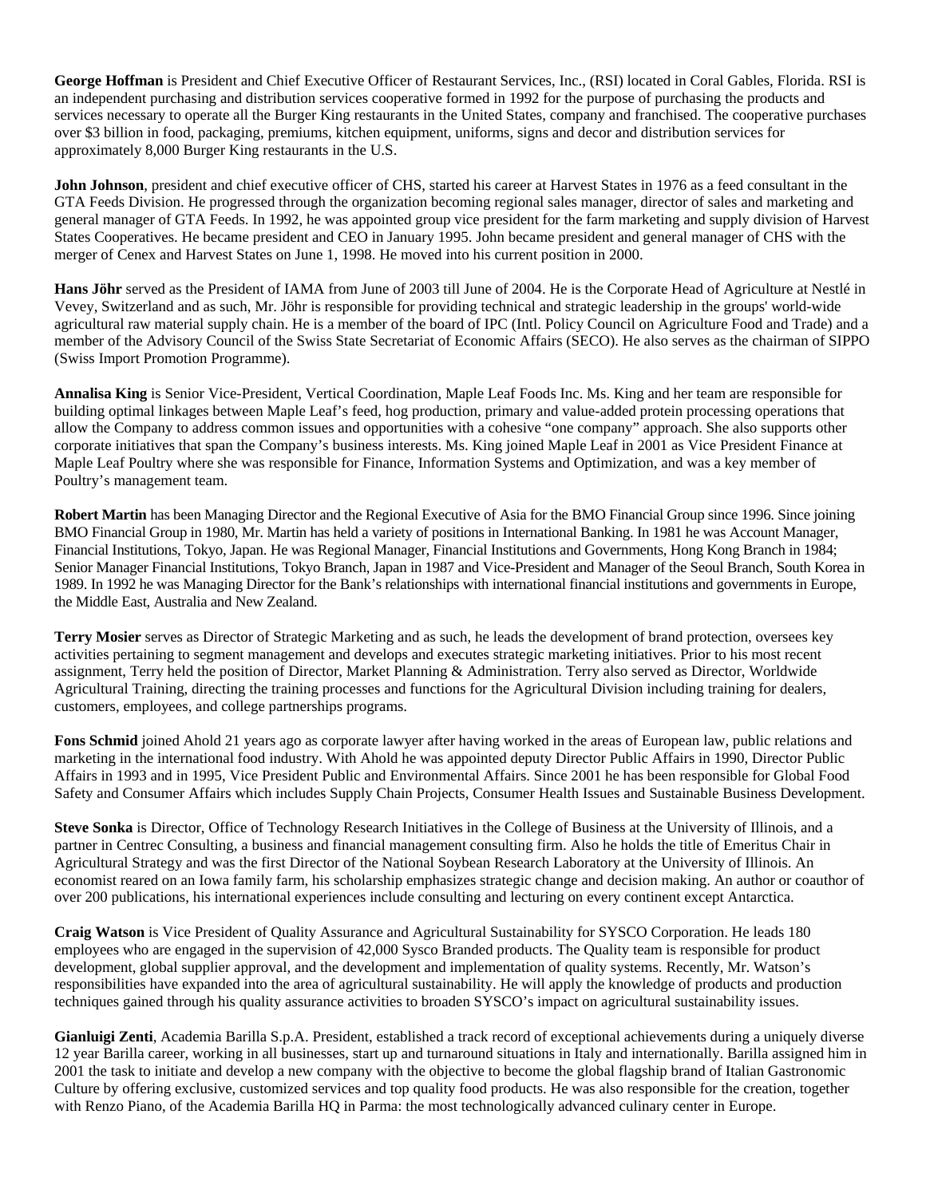**George Hoffman** is President and Chief Executive Officer of Restaurant Services, Inc., (RSI) located in Coral Gables, Florida. RSI is an independent purchasing and distribution services cooperative formed in 1992 for the purpose of purchasing the products and services necessary to operate all the Burger King restaurants in the United States, company and franchised. The cooperative purchases over $3 billion in food, packaging, premiums, kitchen equipment, uniforms, signs and decor and distribution services for approximately 8,000 Burger King restaurants in the U.S.

**John Johnson**, president and chief executive officer of CHS, started his career at Harvest States in 1976 as a feed consultant in the GTA Feeds Division. He progressed through the organization becoming regional sales manager, director of sales and marketing and general manager of GTA Feeds. In 1992, he was appointed group vice president for the farm marketing and supply division of Harvest States Cooperatives. He became president and CEO in January 1995. John became president and general manager of CHS with the merger of Cenex and Harvest States on June 1, 1998. He moved into his current position in 2000.

**Hans Jöhr** served as the President of IAMA from June of 2003 till June of 2004. He is the Corporate Head of Agriculture at Nestlé in Vevey, Switzerland and as such, Mr. Jöhr is responsible for providing technical and strategic leadership in the groups' world-wide agricultural raw material supply chain. He is a member of the board of IPC (Intl. Policy Council on Agriculture Food and Trade) and a member of the Advisory Council of the Swiss State Secretariat of Economic Affairs (SECO). He also serves as the chairman of SIPPO (Swiss Import Promotion Programme).

**Annalisa King** is Senior Vice-President, Vertical Coordination, Maple Leaf Foods Inc. Ms. King and her team are responsible for building optimal linkages between Maple Leaf's feed, hog production, primary and value-added protein processing operations that allow the Company to address common issues and opportunities with a cohesive "one company" approach. She also supports other corporate initiatives that span the Company's business interests. Ms. King joined Maple Leaf in 2001 as Vice President Finance at Maple Leaf Poultry where she was responsible for Finance, Information Systems and Optimization, and was a key member of Poultry's management team.

**Robert Martin** has been Managing Director and the Regional Executive of Asia for the BMO Financial Group since 1996. Since joining BMO Financial Group in 1980, Mr. Martin has held a variety of positions in International Banking. In 1981 he was Account Manager, Financial Institutions, Tokyo, Japan. He was Regional Manager, Financial Institutions and Governments, Hong Kong Branch in 1984; Senior Manager Financial Institutions, Tokyo Branch, Japan in 1987 and Vice-President and Manager of the Seoul Branch, South Korea in 1989. In 1992 he was Managing Director for the Bank's relationships with international financial institutions and governments in Europe, the Middle East, Australia and New Zealand.

**Terry Mosier** serves as Director of Strategic Marketing and as such, he leads the development of brand protection, oversees key activities pertaining to segment management and develops and executes strategic marketing initiatives. Prior to his most recent assignment, Terry held the position of Director, Market Planning & Administration. Terry also served as Director, Worldwide Agricultural Training, directing the training processes and functions for the Agricultural Division including training for dealers, customers, employees, and college partnerships programs.

**Fons Schmid** joined Ahold 21 years ago as corporate lawyer after having worked in the areas of European law, public relations and marketing in the international food industry. With Ahold he was appointed deputy Director Public Affairs in 1990, Director Public Affairs in 1993 and in 1995, Vice President Public and Environmental Affairs. Since 2001 he has been responsible for Global Food Safety and Consumer Affairs which includes Supply Chain Projects, Consumer Health Issues and Sustainable Business Development.

**Steve Sonka** is Director, Office of Technology Research Initiatives in the College of Business at the University of Illinois, and a partner in Centrec Consulting, a business and financial management consulting firm. Also he holds the title of Emeritus Chair in Agricultural Strategy and was the first Director of the National Soybean Research Laboratory at the University of Illinois. An economist reared on an Iowa family farm, his scholarship emphasizes strategic change and decision making. An author or coauthor of over 200 publications, his international experiences include consulting and lecturing on every continent except Antarctica.

**Craig Watson** is Vice President of Quality Assurance and Agricultural Sustainability for SYSCO Corporation. He leads 180 employees who are engaged in the supervision of 42,000 Sysco Branded products. The Quality team is responsible for product development, global supplier approval, and the development and implementation of quality systems. Recently, Mr. Watson's responsibilities have expanded into the area of agricultural sustainability. He will apply the knowledge of products and production techniques gained through his quality assurance activities to broaden SYSCO's impact on agricultural sustainability issues.

**Gianluigi Zenti**, Academia Barilla S.p.A. President, established a track record of exceptional achievements during a uniquely diverse 12 year Barilla career, working in all businesses, start up and turnaround situations in Italy and internationally. Barilla assigned him in 2001 the task to initiate and develop a new company with the objective to become the global flagship brand of Italian Gastronomic Culture by offering exclusive, customized services and top quality food products. He was also responsible for the creation, together with Renzo Piano, of the Academia Barilla HQ in Parma: the most technologically advanced culinary center in Europe.